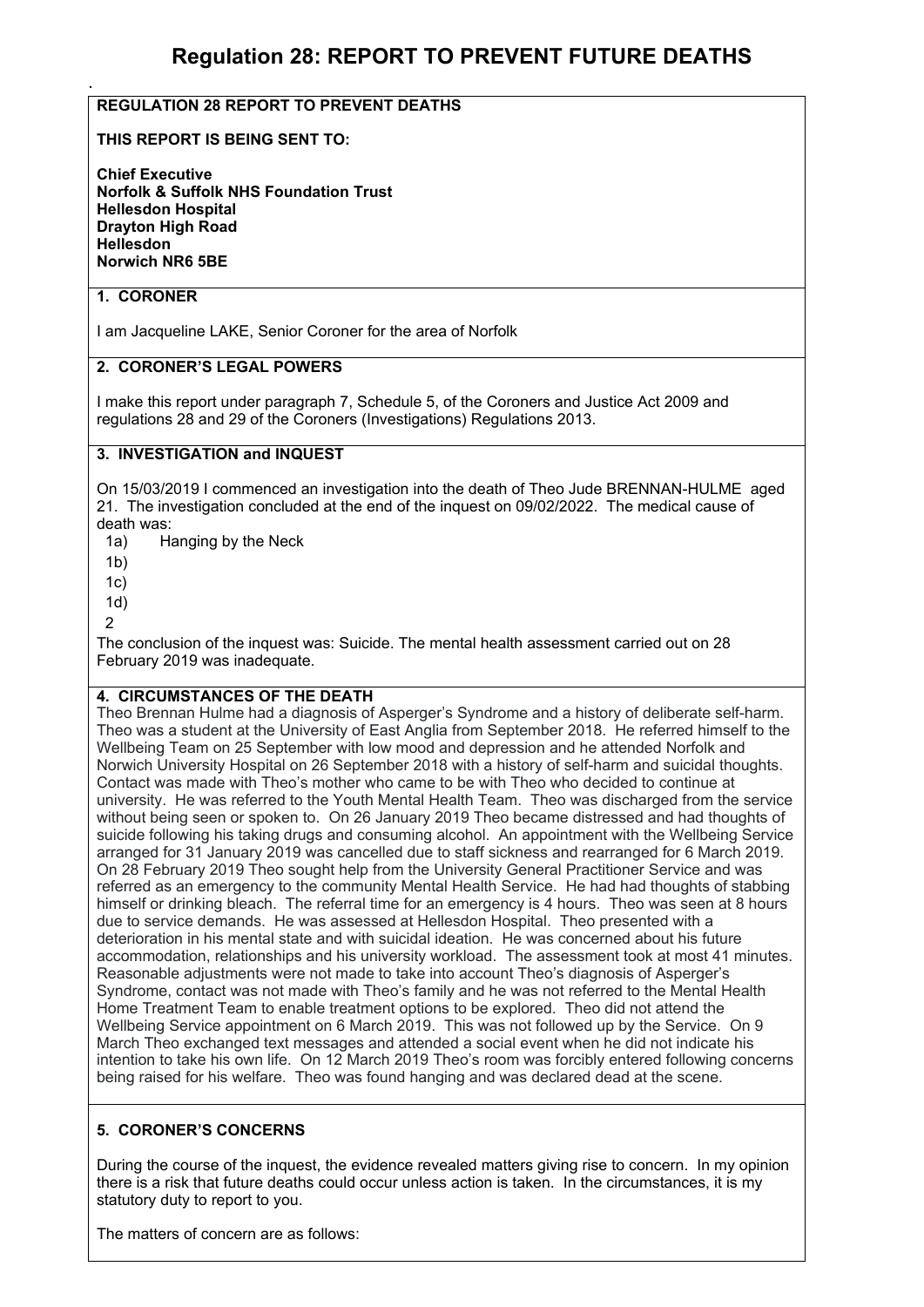# Regulation 28: REPORT TO PREVENT FUTURE DEATHS

.

**REGULATION 28 REPORT TO PREVENT DEATHS**

**THIS REPORT IS BEING SENT TO:**

**Chief Executive**
**Norfolk & Suffolk NHS Foundation Trust**
**Hellesdon Hospital**
**Drayton High Road**
**Hellesdon**
**Norwich NR6 5BE**

**1. CORONER**

I am Jacqueline LAKE, Senior Coroner for the area of Norfolk

**2. CORONER'S LEGAL POWERS**

I make this report under paragraph 7, Schedule 5, of the Coroners and Justice Act 2009 and regulations 28 and 29 of the Coroners (Investigations) Regulations 2013.

**3. INVESTIGATION and INQUEST**

On 15/03/2019 I commenced an investigation into the death of Theo Jude BRENNAN-HULME aged 21. The investigation concluded at the end of the inquest on 09/02/2022. The medical cause of death was:

1a) Hanging by the Neck
1b)
1c)
1d)
2

The conclusion of the inquest was: Suicide. The mental health assessment carried out on 28 February 2019 was inadequate.

**4. CIRCUMSTANCES OF THE DEATH**

Theo Brennan Hulme had a diagnosis of Asperger's Syndrome and a history of deliberate self-harm. Theo was a student at the University of East Anglia from September 2018. He referred himself to the Wellbeing Team on 25 September with low mood and depression and he attended Norfolk and Norwich University Hospital on 26 September 2018 with a history of self-harm and suicidal thoughts. Contact was made with Theo's mother who came to be with Theo who decided to continue at university. He was referred to the Youth Mental Health Team. Theo was discharged from the service without being seen or spoken to. On 26 January 2019 Theo became distressed and had thoughts of suicide following his taking drugs and consuming alcohol. An appointment with the Wellbeing Service arranged for 31 January 2019 was cancelled due to staff sickness and rearranged for 6 March 2019. On 28 February 2019 Theo sought help from the University General Practitioner Service and was referred as an emergency to the community Mental Health Service. He had had thoughts of stabbing himself or drinking bleach. The referral time for an emergency is 4 hours. Theo was seen at 8 hours due to service demands. He was assessed at Hellesdon Hospital. Theo presented with a deterioration in his mental state and with suicidal ideation. He was concerned about his future accommodation, relationships and his university workload. The assessment took at most 41 minutes. Reasonable adjustments were not made to take into account Theo's diagnosis of Asperger's Syndrome, contact was not made with Theo's family and he was not referred to the Mental Health Home Treatment Team to enable treatment options to be explored. Theo did not attend the Wellbeing Service appointment on 6 March 2019. This was not followed up by the Service. On 9 March Theo exchanged text messages and attended a social event when he did not indicate his intention to take his own life. On 12 March 2019 Theo's room was forcibly entered following concerns being raised for his welfare. Theo was found hanging and was declared dead at the scene.

**5. CORONER'S CONCERNS**

During the course of the inquest, the evidence revealed matters giving rise to concern. In my opinion there is a risk that future deaths could occur unless action is taken. In the circumstances, it is my statutory duty to report to you.

The matters of concern are as follows: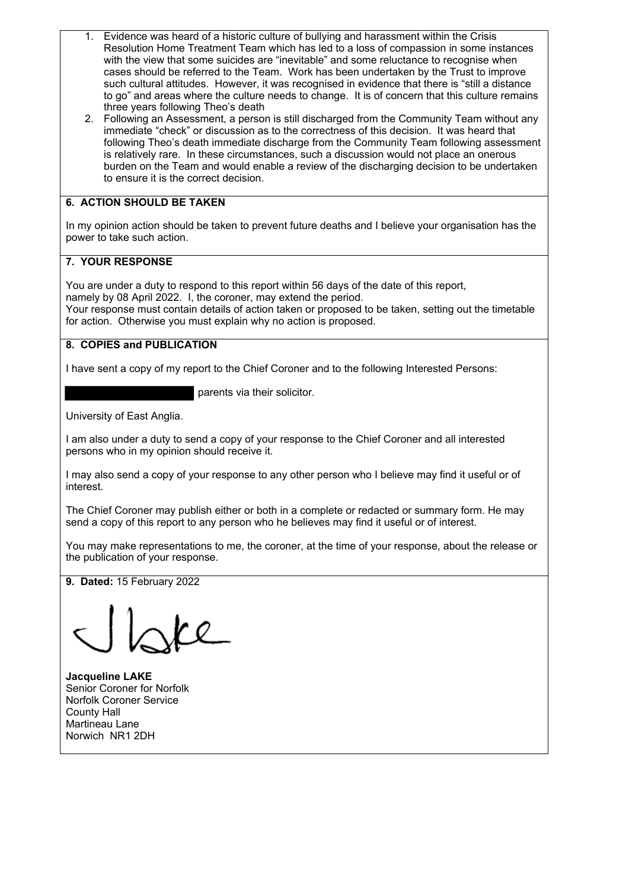1. Evidence was heard of a historic culture of bullying and harassment within the Crisis Resolution Home Treatment Team which has led to a loss of compassion in some instances with the view that some suicides are "inevitable" and some reluctance to recognise when cases should be referred to the Team. Work has been undertaken by the Trust to improve such cultural attitudes. However, it was recognised in evidence that there is "still a distance to go" and areas where the culture needs to change. It is of concern that this culture remains three years following Theo's death
2. Following an Assessment, a person is still discharged from the Community Team without any immediate "check" or discussion as to the correctness of this decision. It was heard that following Theo's death immediate discharge from the Community Team following assessment is relatively rare. In these circumstances, such a discussion would not place an onerous burden on the Team and would enable a review of the discharging decision to be undertaken to ensure it is the correct decision.

## 6. ACTION SHOULD BE TAKEN

In my opinion action should be taken to prevent future deaths and I believe your organisation has the power to take such action.

## 7. YOUR RESPONSE

You are under a duty to respond to this report within 56 days of the date of this report, namely by 08 April 2022. I, the coroner, may extend the period.
Your response must contain details of action taken or proposed to be taken, setting out the timetable for action. Otherwise you must explain why no action is proposed.

## 8. COPIES and PUBLICATION

I have sent a copy of my report to the Chief Coroner and to the following Interested Persons:

[REDACTED] parents via their solicitor.

University of East Anglia.

I am also under a duty to send a copy of your response to the Chief Coroner and all interested persons who in my opinion should receive it.

I may also send a copy of your response to any other person who I believe may find it useful or of interest.

The Chief Coroner may publish either or both in a complete or redacted or summary form. He may send a copy of this report to any person who he believes may find it useful or of interest.

You may make representations to me, the coroner, at the time of your response, about the release or the publication of your response.

**9. Dated:** 15 February 2022

J Lake

**Jacqueline LAKE**
Senior Coroner for Norfolk
Norfolk Coroner Service
County Hall
Martineau Lane
Norwich NR1 2DH